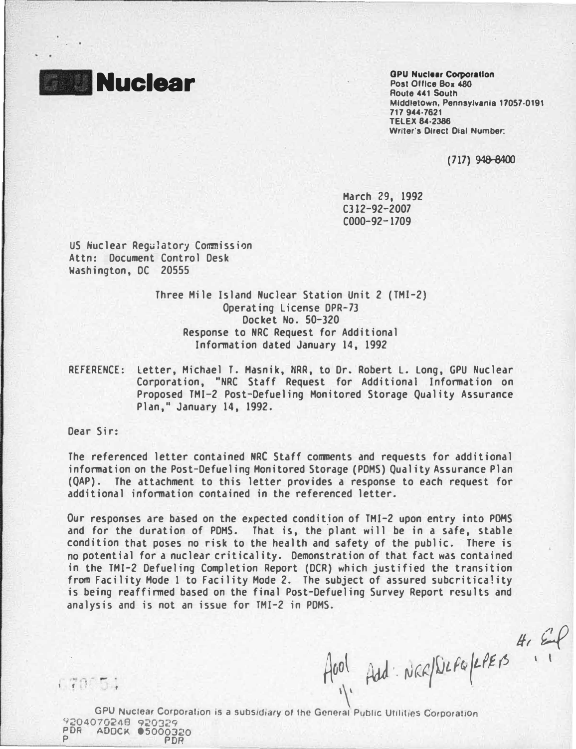# GPU Nuclear

**GPU Nuclear Corporation**
Post Office Box 480
Route 441 South
Middletown, Pennsylvania 17057-0191
717 944-7621
TELEX 84-2386
Writer's Direct Dial Number:

(717) 948-8400

March 29, 1992
C312-92-2007
C000-92-1709

US Nuclear Regulatory Commission
Attn: Document Control Desk
Washington, DC 20555

Three Mile Island Nuclear Station Unit 2 (TMI-2)
Operating License DPR-73
Docket No. 50-320
Response to NRC Request for Additional Information dated January 14, 1992

REFERENCE: Letter, Michael T. Masnik, NRR, to Dr. Robert L. Long, GPU Nuclear Corporation, "NRC Staff Request for Additional Information on Proposed TMI-2 Post-Defueling Monitored Storage Quality Assurance Plan," January 14, 1992.

Dear Sir:

The referenced letter contained NRC Staff comments and requests for additional information on the Post-Defueling Monitored Storage (PDMS) Quality Assurance Plan (QAP). The attachment to this letter provides a response to each request for additional information contained in the referenced letter.

Our responses are based on the expected condition of TMI-2 upon entry into PDMS and for the duration of PDMS. That is, the plant will be in a safe, stable condition that poses no risk to the health and safety of the public. There is no potential for a nuclear criticality. Demonstration of that fact was contained in the TMI-2 Defueling Completion Report (DCR) which justified the transition from Facility Mode 1 to Facility Mode 2. The subject of assured subcriticality is being reaffirmed based on the final Post-Defueling Survey Report results and analysis and is not an issue for TMI-2 in PDMS.

A001 Add: NRR/DLPQ/LPEB

GPU Nuclear Corporation is a subsidiary of the General Public Utilities Corporation

9204070248 920329
PDR ADOCK 05000320
P PDR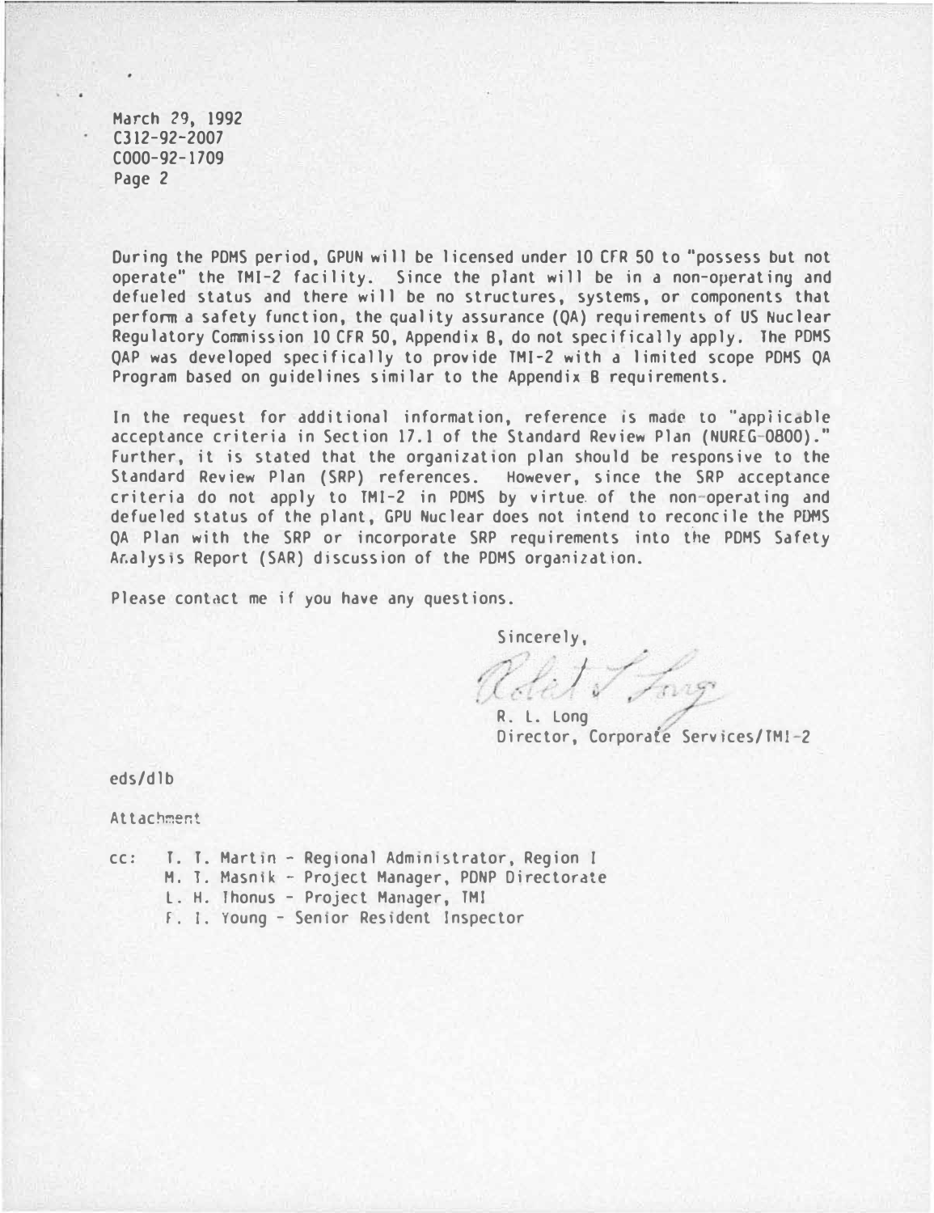March 29, 1992
C312-92-2007
C000-92-1709

During the PDMS period, GPUN will be licensed under 10 CFR 50 to "possess but not operate" the TMI-2 facility. Since the plant will be in a non-operating and defueled status and there will be no structures, systems, or components that perform a safety function, the quality assurance (QA) requirements of US Nuclear Regulatory Commission 10 CFR 50, Appendix B, do not specifically apply. The PDMS QAP was developed specifically to provide TMI-2 with a limited scope PDMS QA Program based on guidelines similar to the Appendix B requirements.

In the request for additional information, reference is made to "applicable acceptance criteria in Section 17.1 of the Standard Review Plan (NUREG-0800)." Further, it is stated that the organization plan should be responsive to the Standard Review Plan (SRP) references. However, since the SRP acceptance criteria do not apply to TMI-2 in PDMS by virtue of the non-operating and defueled status of the plant, GPU Nuclear does not intend to reconcile the PDMS QA Plan with the SRP or incorporate SRP requirements into the PDMS Safety Analysis Report (SAR) discussion of the PDMS organization.

Please contact me if you have any questions.

Sincerely,

R. L. Long
Director, Corporate Services/TMI-2

eds/dlb

Attachment

cc: T. T. Martin - Regional Administrator, Region I
M. T. Masnik - Project Manager, PDNP Directorate
L. H. Thonus - Project Manager, TMI
F. I. Young - Senior Resident Inspector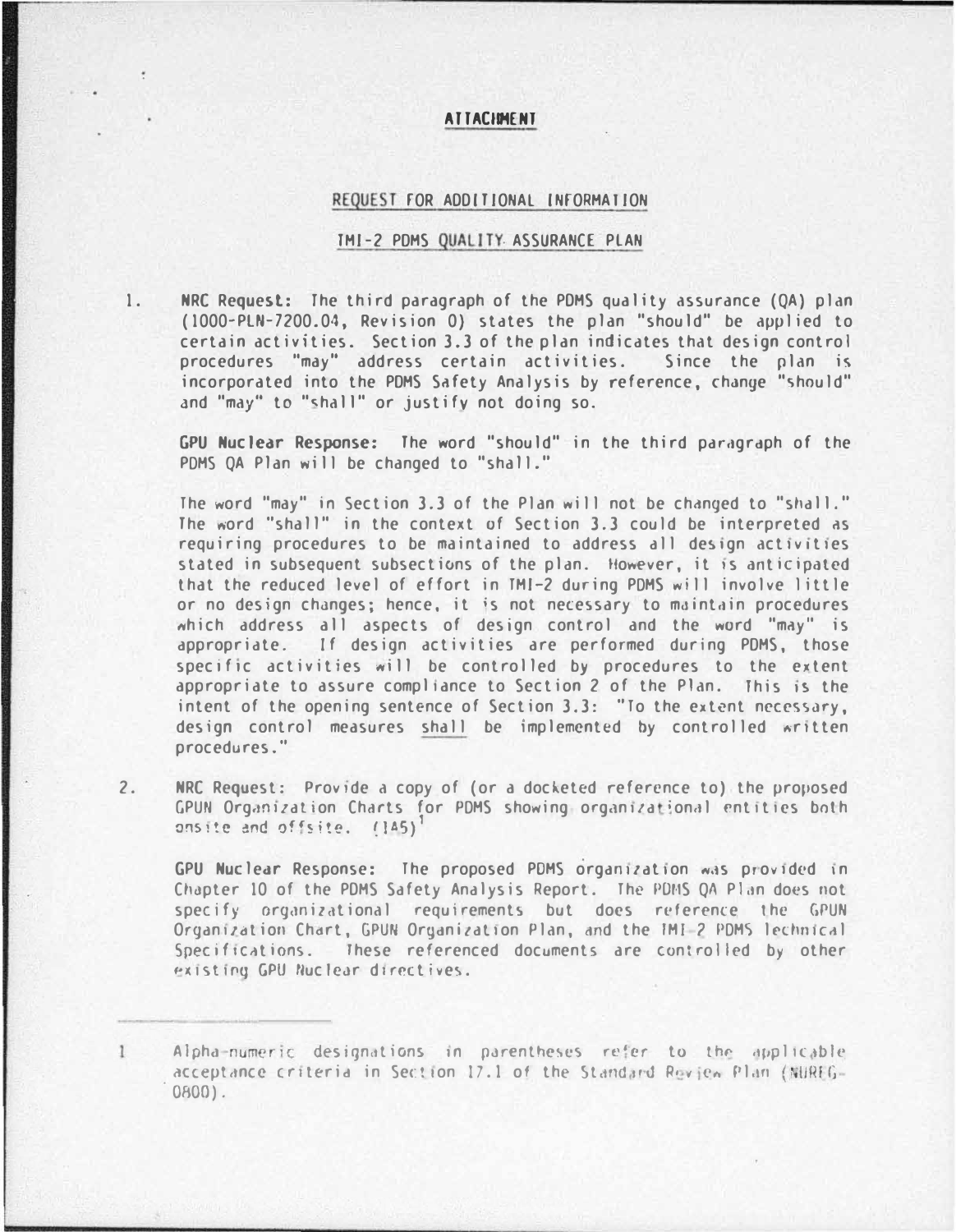**ATTACHMENT**

## REQUEST FOR ADDITIONAL INFORMATION

## TMI-2 PDMS QUALITY ASSURANCE PLAN

1. **NRC Request:** The third paragraph of the PDMS quality assurance (QA) plan (1000-PLN-7200.04, Revision 0) states the plan "should" be applied to certain activities. Section 3.3 of the plan indicates that design control procedures "may" address certain activities. Since the plan is incorporated into the PDMS Safety Analysis by reference, change "should" and "may" to "shall" or justify not doing so.

   **GPU Nuclear Response:** The word "should" in the third paragraph of the PDMS QA Plan will be changed to "shall."

   The word "may" in Section 3.3 of the Plan will not be changed to "shall." The word "shall" in the context of Section 3.3 could be interpreted as requiring procedures to be maintained to address all design activities stated in subsequent subsections of the plan. However, it is anticipated that the reduced level of effort in TMI-2 during PDMS will involve little or no design changes; hence, it is not necessary to maintain procedures which address all aspects of design control and the word "may" is appropriate. If design activities are performed during PDMS, those specific activities will be controlled by procedures to the extent appropriate to assure compliance to Section 2 of the Plan. This is the intent of the opening sentence of Section 3.3: "To the extent necessary, design control measures shall be implemented by controlled written procedures."

2. **NRC Request:** Provide a copy of (or a docketed reference to) the proposed GPUN Organization Charts for PDMS showing organizational entities both onsite and offsite. (1A5)[1]

   **GPU Nuclear Response:** The proposed PDMS organization was provided in Chapter 10 of the PDMS Safety Analysis Report. The PDMS QA Plan does not specify organizational requirements but does reference the GPUN Organization Chart, GPUN Organization Plan, and the TMI-2 PDMS Technical Specifications. These referenced documents are controlled by other existing GPU Nuclear directives.

---

1 Alpha-numeric designations in parentheses refer to the applicable acceptance criteria in Section 17.1 of the Standard Review Plan (NUREG-0800).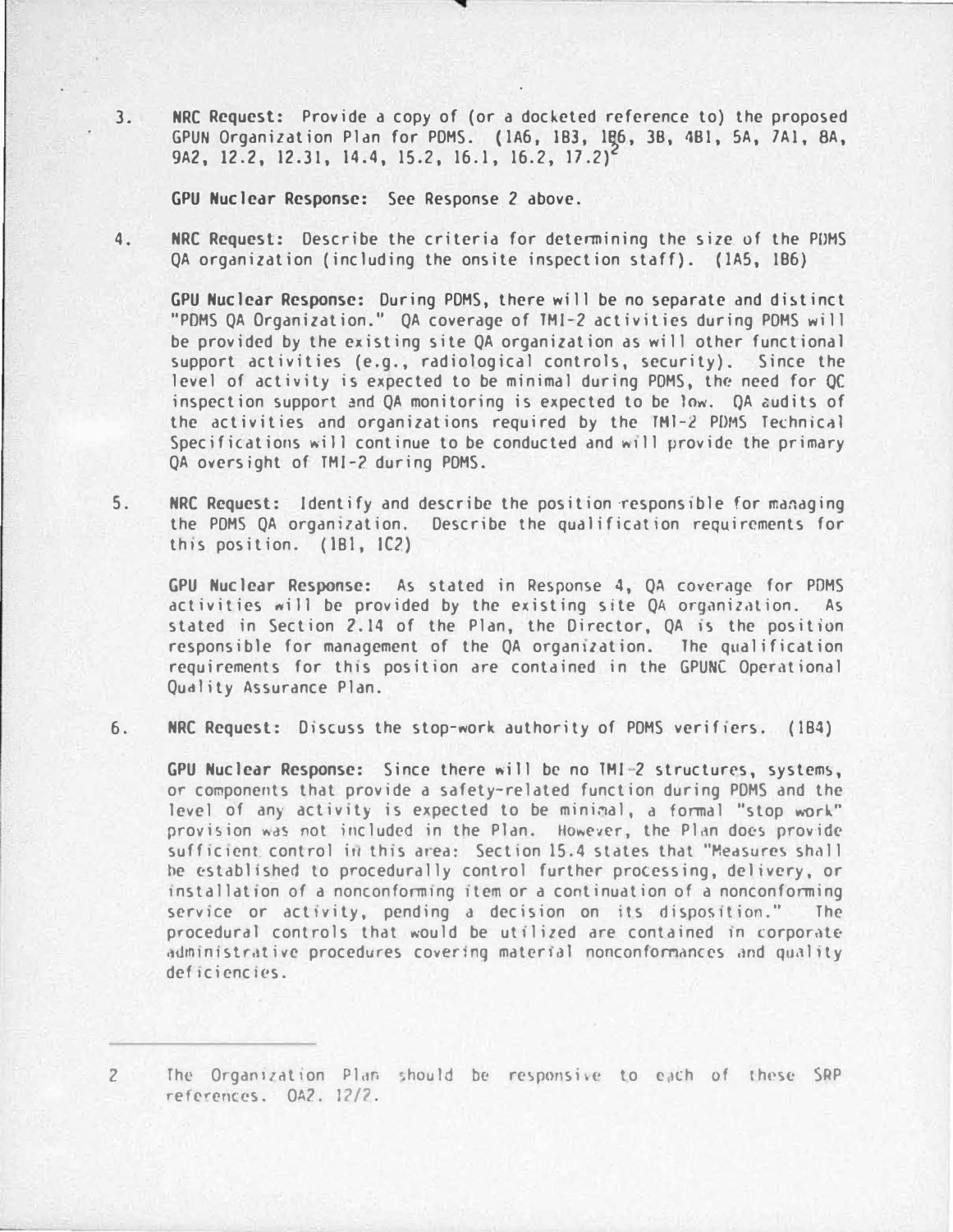3. **NRC Request:** Provide a copy of (or a docketed reference to) the proposed GPUN Organization Plan for PDMS. (1A6, 1B3, 1B6, 3B, 4B1, 5A, 7A1, 8A, 9A2, 12.2, 12.31, 14.4, 15.2, 16.1, 16.2, 17.2)[2]

   **GPU Nuclear Response:** See Response 2 above.

4. **NRC Request:** Describe the criteria for determining the size of the PDMS QA organization (including the onsite inspection staff). (1A5, 1B6)

   **GPU Nuclear Response:** During PDMS, there will be no separate and distinct "PDMS QA Organization." QA coverage of TMI-2 activities during PDMS will be provided by the existing site QA organization as will other functional support activities (e.g., radiological controls, security). Since the level of activity is expected to be minimal during PDMS, the need for QC inspection support and QA monitoring is expected to be low. QA audits of the activities and organizations required by the TMI-2 PDMS Technical Specifications will continue to be conducted and will provide the primary QA oversight of TMI-2 during PDMS.

5. **NRC Request:** Identify and describe the position responsible for managing the PDMS QA organization. Describe the qualification requirements for this position. (1B1, 1C2)

   **GPU Nuclear Response:** As stated in Response 4, QA coverage for PDMS activities will be provided by the existing site QA organization. As stated in Section 2.14 of the Plan, the Director, QA is the position responsible for management of the QA organization. The qualification requirements for this position are contained in the GPUNC Operational Quality Assurance Plan.

6. **NRC Request:** Discuss the stop-work authority of PDMS verifiers. (1B4)

   **GPU Nuclear Response:** Since there will be no TMI-2 structures, systems, or components that provide a safety-related function during PDMS and the level of any activity is expected to be minimal, a formal "stop work" provision was not included in the Plan. However, the Plan does provide sufficient control in this area: Section 15.4 states that "Measures shall be established to procedurally control further processing, delivery, or installation of a nonconforming item or a continuation of a nonconforming service or activity, pending a decision on its disposition." The procedural controls that would be utilized are contained in corporate administrative procedures covering material nonconformances and quality deficiencies.

---

2 The Organization Plan should be responsive to each of these SRP references. OA2. 12/2.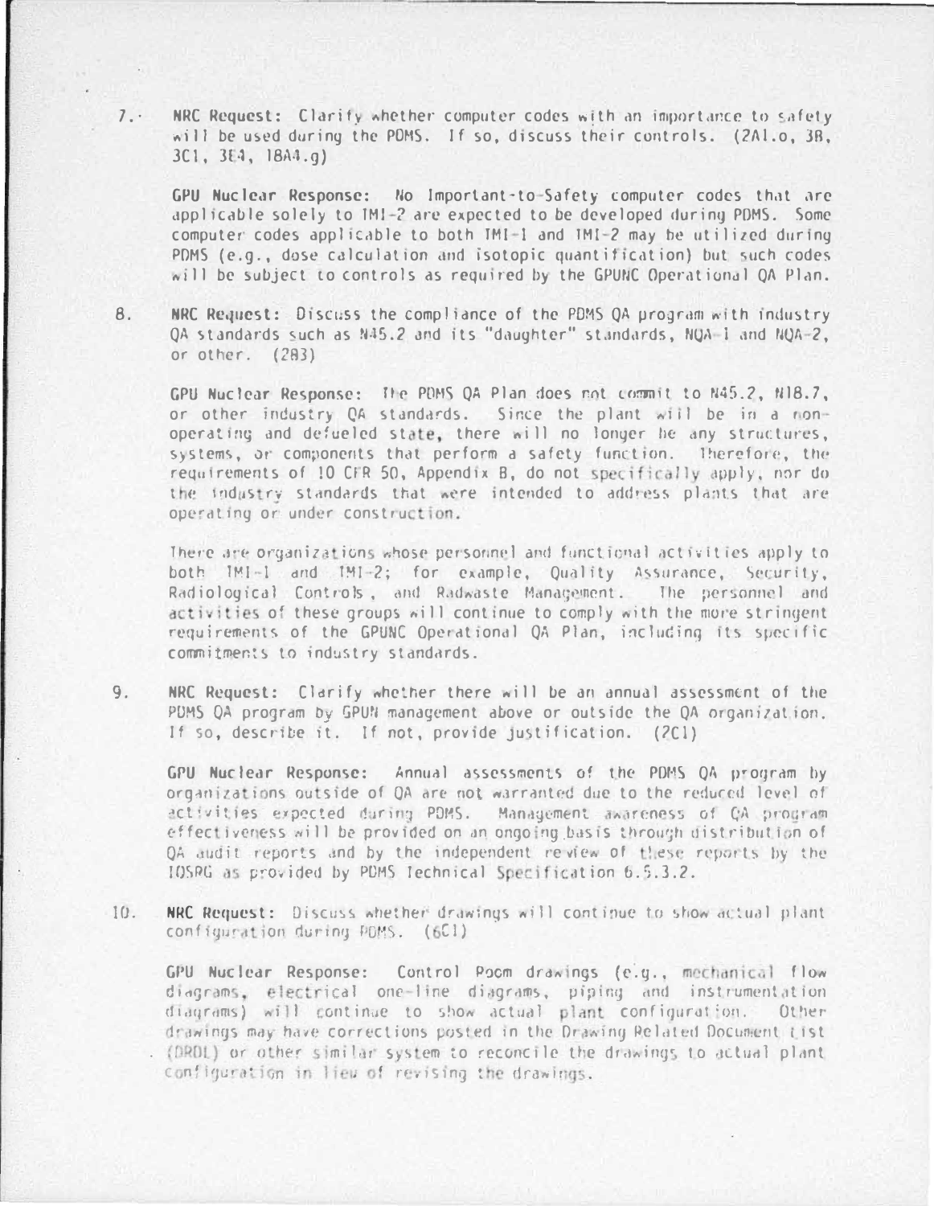7. **NRC Request:** Clarify whether computer codes with an importance to safety will be used during the PDMS. If so, discuss their controls. (2A1.o, 3B, 3C1, 3E4, 18A4.g)

   **GPU Nuclear Response:** No Important-to-Safety computer codes that are applicable solely to TMI-2 are expected to be developed during PDMS. Some computer codes applicable to both TMI-1 and TMI-2 may be utilized during PDMS (e.g., dose calculation and isotopic quantification) but such codes will be subject to controls as required by the GPUNC Operational QA Plan.

8. **NRC Request:** Discuss the compliance of the PDMS QA program with industry QA standards such as N45.2 and its "daughter" standards, NQA-1 and NQA-2, or other. (2B3)

   **GPU Nuclear Response:** The PDMS QA Plan does not commit to N45.2, N18.7, or other industry QA standards. Since the plant will be in a non-operating and defueled state, there will no longer be any structures, systems, or components that perform a safety function. Therefore, the requirements of 10 CFR 50, Appendix B, do not specifically apply, nor do the industry standards that were intended to address plants that are operating or under construction.

   There are organizations whose personnel and functional activities apply to both TMI-1 and TMI-2; for example, Quality Assurance, Security, Radiological Controls, and Radwaste Management. The personnel and activities of these groups will continue to comply with the more stringent requirements of the GPUNC Operational QA Plan, including its specific commitments to industry standards.

9. **NRC Request:** Clarify whether there will be an annual assessment of the PDMS QA program by GPUN management above or outside the QA organization. If so, describe it. If not, provide justification. (2C1)

   **GPU Nuclear Response:** Annual assessments of the PDMS QA program by organizations outside of QA are not warranted due to the reduced level of activities expected during PDMS. Management awareness of QA program effectiveness will be provided on an ongoing basis through distribution of QA audit reports and by the independent review of these reports by the IOSRG as provided by PDMS Technical Specification 6.5.3.2.

10. **NRC Request:** Discuss whether drawings will continue to show actual plant configuration during PDMS. (6C1)

    **GPU Nuclear Response:** Control Room drawings (e.g., mechanical flow diagrams, electrical one-line diagrams, piping and instrumentation diagrams) will continue to show actual plant configuration. Other drawings may have corrections posted in the Drawing Related Document List (DRDL) or other similar system to reconcile the drawings to actual plant configuration in lieu of revising the drawings.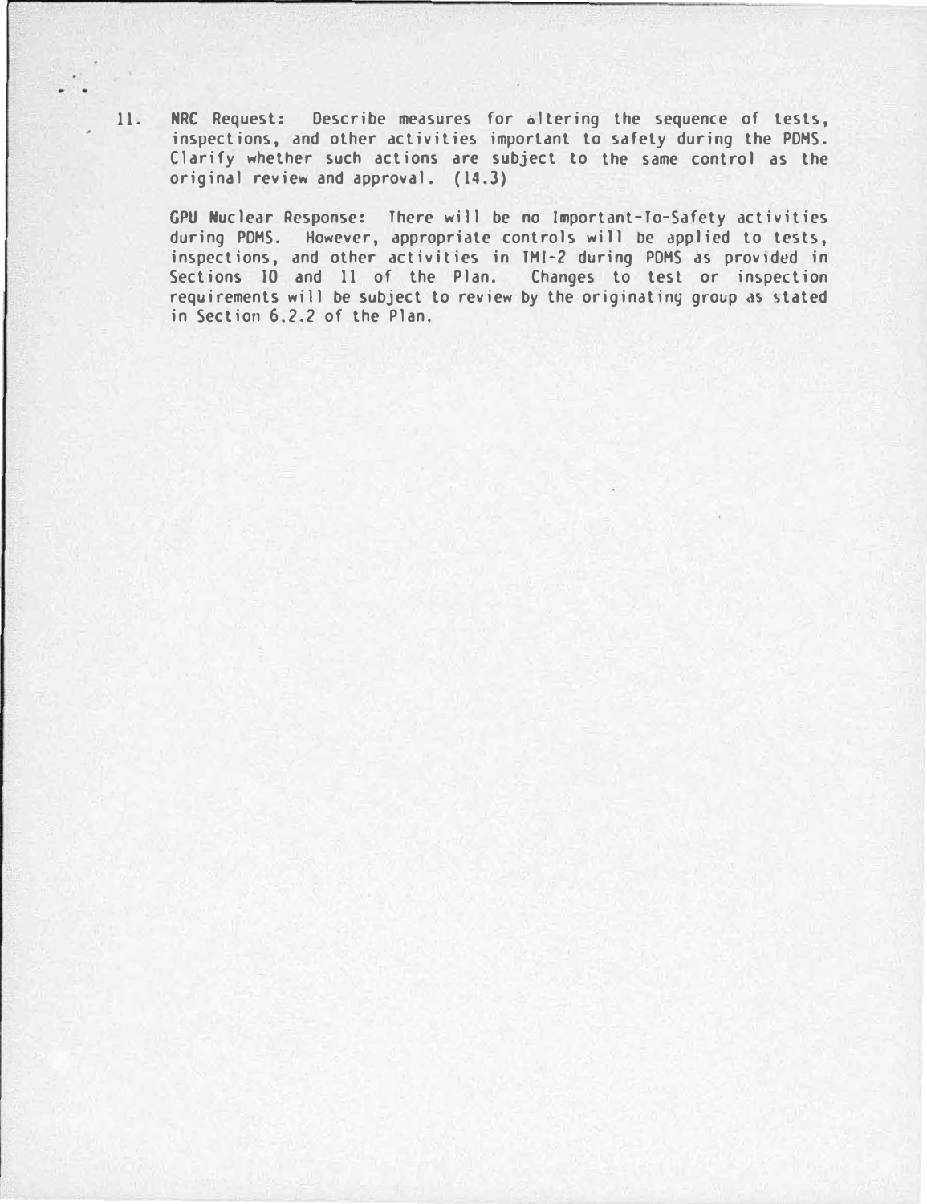11. **NRC Request:** Describe measures for altering the sequence of tests, inspections, and other activities important to safety during the PDMS. Clarify whether such actions are subject to the same control as the original review and approval. (14.3)

    **GPU Nuclear Response:** There will be no Important-To-Safety activities during PDMS. However, appropriate controls will be applied to tests, inspections, and other activities in TMI-2 during PDMS as provided in Sections 10 and 11 of the Plan. Changes to test or inspection requirements will be subject to review by the originating group as stated in Section 6.2.2 of the Plan.